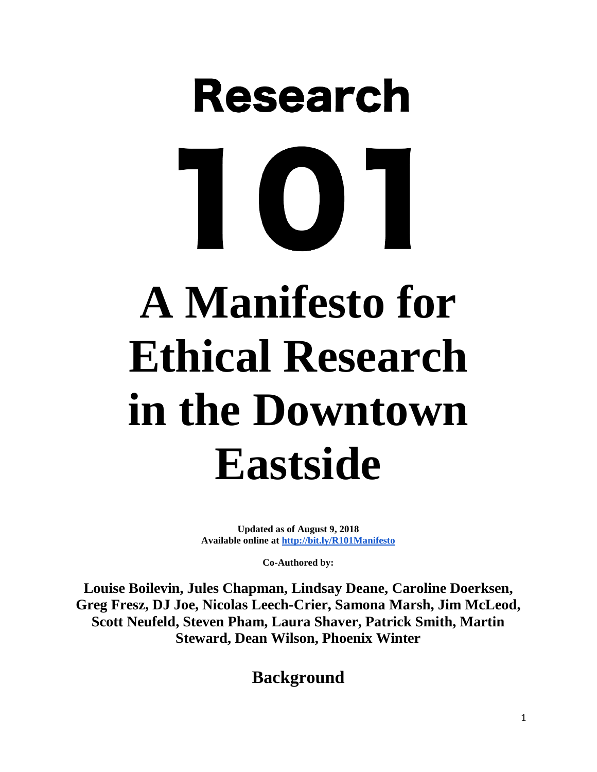# Research 101

# A Manifesto for Ethical Research in the Downtown Eastside

**Updated as of August 9, 2018**
**Available online at [http://bit.ly/R101Manifesto](http://bit.ly/R101Manifesto)**

**Co-Authored by:**

**Louise Boilevin, Jules Chapman, Lindsay Deane, Caroline Doerksen, Greg Fresz, DJ Joe, Nicolas Leech-Crier, Samona Marsh, Jim McLeod, Scott Neufeld, Steven Pham, Laura Shaver, Patrick Smith, Martin Steward, Dean Wilson, Phoenix Winter**

## Background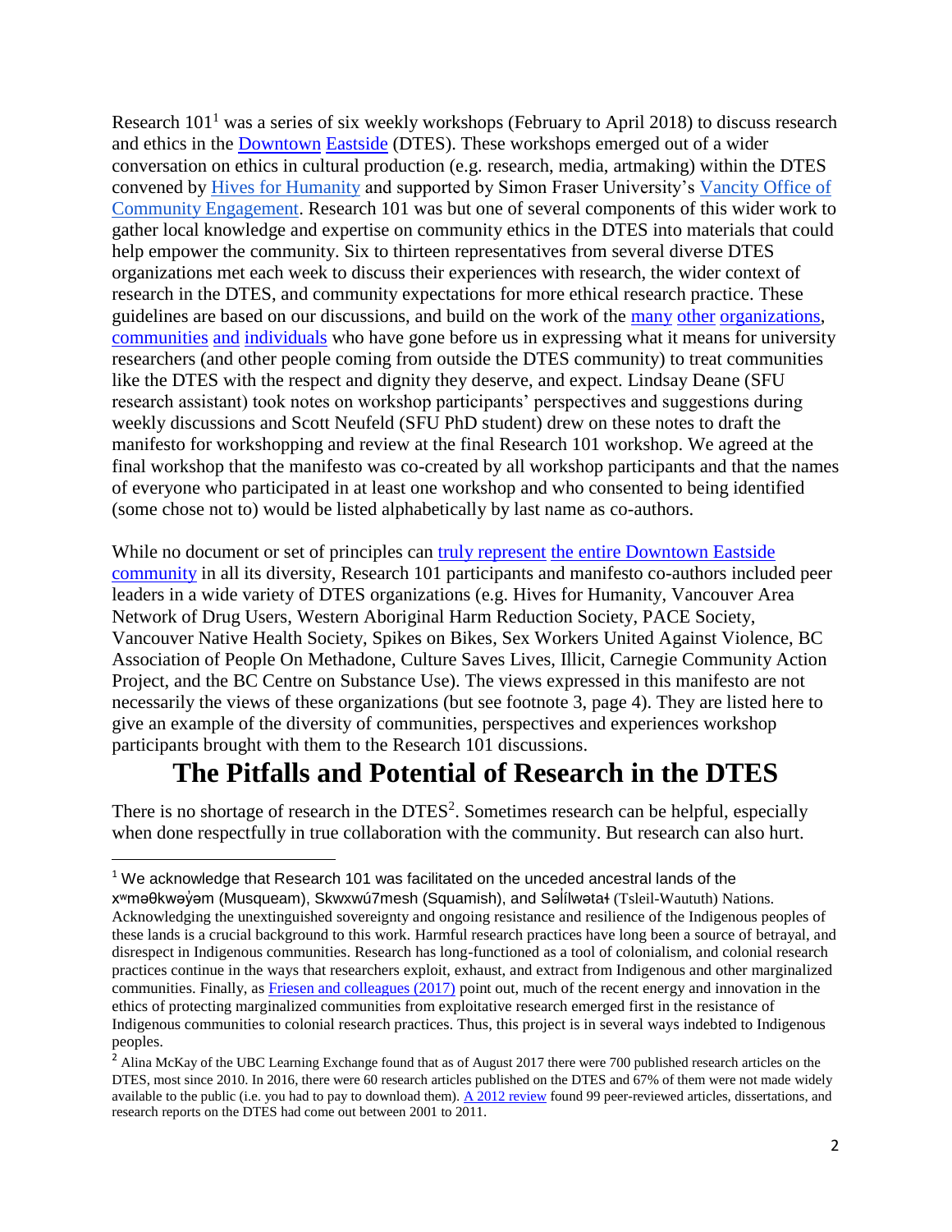Research 101[1] was a series of six weekly workshops (February to April 2018) to discuss research and ethics in the Downtown Eastside (DTES). These workshops emerged out of a wider conversation on ethics in cultural production (e.g. research, media, artmaking) within the DTES convened by Hives for Humanity and supported by Simon Fraser University's Vancity Office of Community Engagement. Research 101 was but one of several components of this wider work to gather local knowledge and expertise on community ethics in the DTES into materials that could help empower the community. Six to thirteen representatives from several diverse DTES organizations met each week to discuss their experiences with research, the wider context of research in the DTES, and community expectations for more ethical research practice. These guidelines are based on our discussions, and build on the work of the many other organizations, communities and individuals who have gone before us in expressing what it means for university researchers (and other people coming from outside the DTES community) to treat communities like the DTES with the respect and dignity they deserve, and expect. Lindsay Deane (SFU research assistant) took notes on workshop participants' perspectives and suggestions during weekly discussions and Scott Neufeld (SFU PhD student) drew on these notes to draft the manifesto for workshopping and review at the final Research 101 workshop. We agreed at the final workshop that the manifesto was co-created by all workshop participants and that the names of everyone who participated in at least one workshop and who consented to being identified (some chose not to) would be listed alphabetically by last name as co-authors.

While no document or set of principles can truly represent the entire Downtown Eastside community in all its diversity, Research 101 participants and manifesto co-authors included peer leaders in a wide variety of DTES organizations (e.g. Hives for Humanity, Vancouver Area Network of Drug Users, Western Aboriginal Harm Reduction Society, PACE Society, Vancouver Native Health Society, Spikes on Bikes, Sex Workers United Against Violence, BC Association of People On Methadone, Culture Saves Lives, Illicit, Carnegie Community Action Project, and the BC Centre on Substance Use). The views expressed in this manifesto are not necessarily the views of these organizations (but see footnote 3, page 4). They are listed here to give an example of the diversity of communities, perspectives and experiences workshop participants brought with them to the Research 101 discussions.

# The Pitfalls and Potential of Research in the DTES

There is no shortage of research in the DTES[2]. Sometimes research can be helpful, especially when done respectfully in true collaboration with the community. But research can also hurt.

[1] We acknowledge that Research 101 was facilitated on the unceded ancestral lands of the xʷməθkʷəy̓əm (Musqueam), Skwxwú7mesh (Squamish), and Səl̓ílwətaɬ (Tsleil-Waututh) Nations. Acknowledging the unextinguished sovereignty and ongoing resistance and resilience of the Indigenous peoples of these lands is a crucial background to this work. Harmful research practices have long been a source of betrayal, and disrespect in Indigenous communities. Research has long-functioned as a tool of colonialism, and colonial research practices continue in the ways that researchers exploit, exhaust, and extract from Indigenous and other marginalized communities. Finally, as Friesen and colleagues (2017) point out, much of the recent energy and innovation in the ethics of protecting marginalized communities from exploitative research emerged first in the resistance of Indigenous communities to colonial research practices. Thus, this project is in several ways indebted to Indigenous peoples.

[2] Alina McKay of the UBC Learning Exchange found that as of August 2017 there were 700 published research articles on the DTES, most since 2010. In 2016, there were 60 research articles published on the DTES and 67% of them were not made widely available to the public (i.e. you had to pay to download them). A 2012 review found 99 peer-reviewed articles, dissertations, and research reports on the DTES had come out between 2001 to 2011.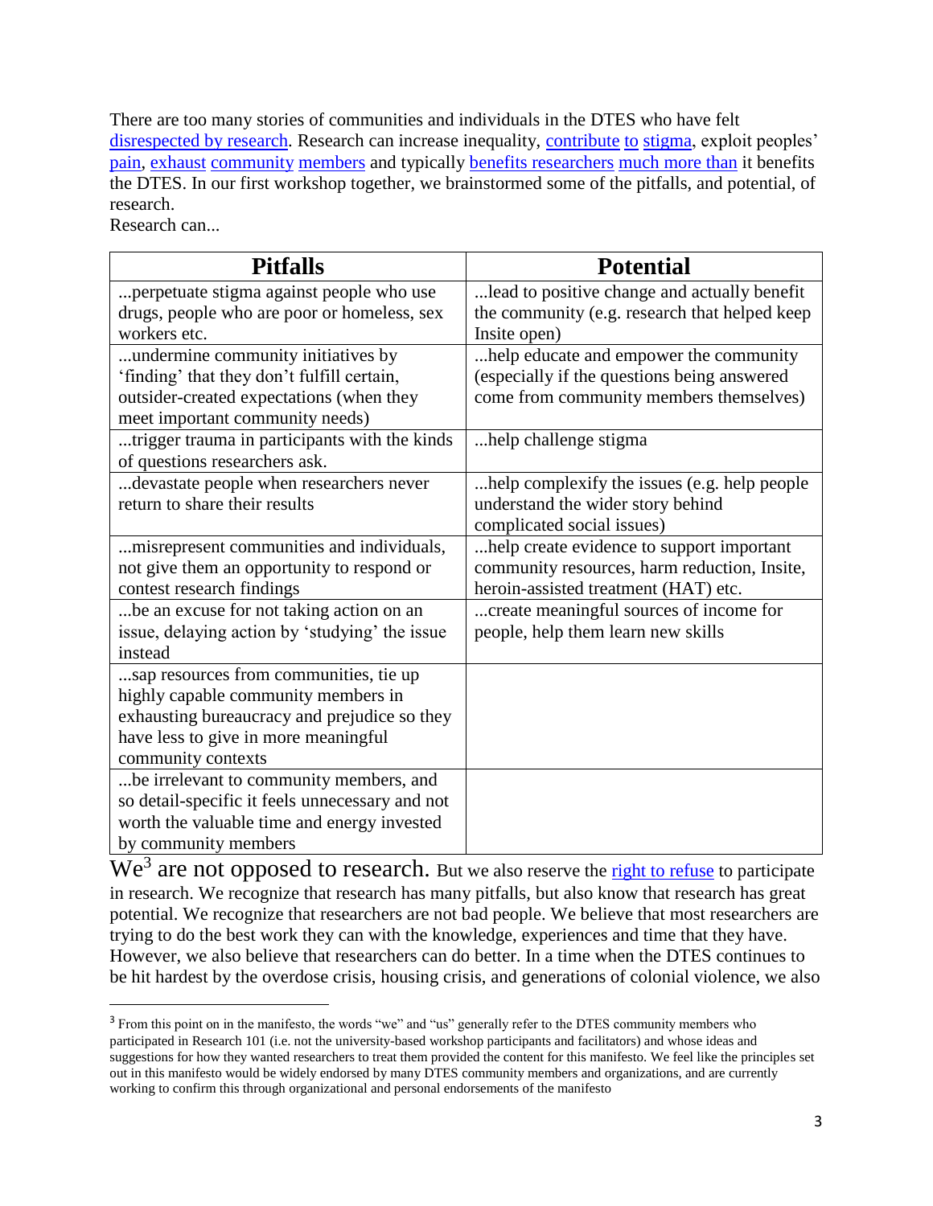There are too many stories of communities and individuals in the DTES who have felt disrespected by research. Research can increase inequality, contribute to stigma, exploit peoples' pain, exhaust community members and typically benefits researchers much more than it benefits the DTES. In our first workshop together, we brainstormed some of the pitfalls, and potential, of research.

Research can...

| Pitfalls | Potential |
|---|---|
| ...perpetuate stigma against people who use drugs, people who are poor or homeless, sex workers etc. | ...lead to positive change and actually benefit the community (e.g. research that helped keep Insite open) |
| ...undermine community initiatives by 'finding' that they don't fulfill certain, outsider-created expectations (when they meet important community needs) | ...help educate and empower the community (especially if the questions being answered come from community members themselves) |
| ...trigger trauma in participants with the kinds of questions researchers ask. | ...help challenge stigma |
| ...devastate people when researchers never return to share their results | ...help complexify the issues (e.g. help people understand the wider story behind complicated social issues) |
| ...misrepresent communities and individuals, not give them an opportunity to respond or contest research findings | ...help create evidence to support important community resources, harm reduction, Insite, heroin-assisted treatment (HAT) etc. |
| ...be an excuse for not taking action on an issue, delaying action by 'studying' the issue instead | ...create meaningful sources of income for people, help them learn new skills |
| ...sap resources from communities, tie up highly capable community members in exhausting bureaucracy and prejudice so they have less to give in more meaningful community contexts | |
| ...be irrelevant to community members, and so detail-specific it feels unnecessary and not worth the valuable time and energy invested by community members | |

We[3] are not opposed to research. But we also reserve the right to refuse to participate in research. We recognize that research has many pitfalls, but also know that research has great potential. We recognize that researchers are not bad people. We believe that most researchers are trying to do the best work they can with the knowledge, experiences and time that they have. However, we also believe that researchers can do better. In a time when the DTES continues to be hit hardest by the overdose crisis, housing crisis, and generations of colonial violence, we also

[3] From this point on in the manifesto, the words "we" and "us" generally refer to the DTES community members who participated in Research 101 (i.e. not the university-based workshop participants and facilitators) and whose ideas and suggestions for how they wanted researchers to treat them provided the content for this manifesto. We feel like the principles set out in this manifesto would be widely endorsed by many DTES community members and organizations, and are currently working to confirm this through organizational and personal endorsements of the manifesto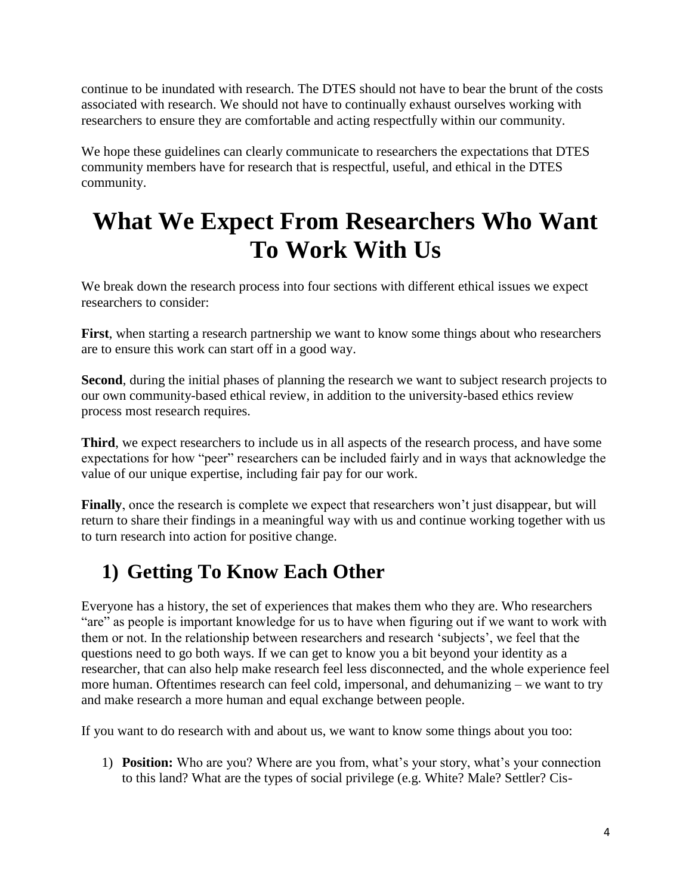continue to be inundated with research. The DTES should not have to bear the brunt of the costs associated with research. We should not have to continually exhaust ourselves working with researchers to ensure they are comfortable and acting respectfully within our community.

We hope these guidelines can clearly communicate to researchers the expectations that DTES community members have for research that is respectful, useful, and ethical in the DTES community.

# What We Expect From Researchers Who Want To Work With Us

We break down the research process into four sections with different ethical issues we expect researchers to consider:

**First**, when starting a research partnership we want to know some things about who researchers are to ensure this work can start off in a good way.

**Second**, during the initial phases of planning the research we want to subject research projects to our own community-based ethical review, in addition to the university-based ethics review process most research requires.

**Third**, we expect researchers to include us in all aspects of the research process, and have some expectations for how "peer" researchers can be included fairly and in ways that acknowledge the value of our unique expertise, including fair pay for our work.

**Finally**, once the research is complete we expect that researchers won't just disappear, but will return to share their findings in a meaningful way with us and continue working together with us to turn research into action for positive change.

## 1) Getting To Know Each Other

Everyone has a history, the set of experiences that makes them who they are. Who researchers "are" as people is important knowledge for us to have when figuring out if we want to work with them or not. In the relationship between researchers and research 'subjects', we feel that the questions need to go both ways. If we can get to know you a bit beyond your identity as a researcher, that can also help make research feel less disconnected, and the whole experience feel more human. Oftentimes research can feel cold, impersonal, and dehumanizing – we want to try and make research a more human and equal exchange between people.

If you want to do research with and about us, we want to know some things about you too:

1) **Position:** Who are you? Where are you from, what's your story, what's your connection to this land? What are the types of social privilege (e.g. White? Male? Settler? Cis-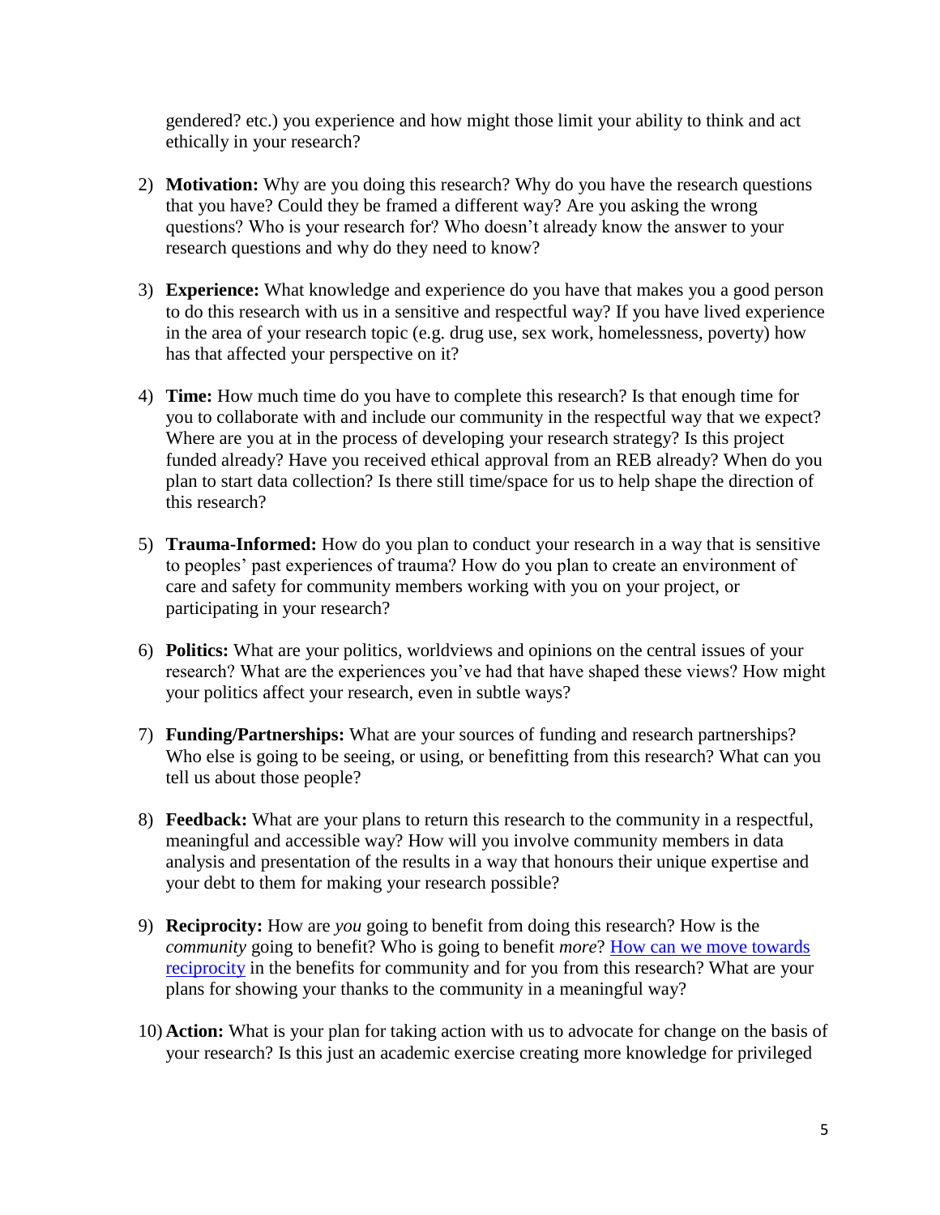gendered? etc.) you experience and how might those limit your ability to think and act ethically in your research?

2) **Motivation:** Why are you doing this research? Why do you have the research questions that you have? Could they be framed a different way? Are you asking the wrong questions? Who is your research for? Who doesn't already know the answer to your research questions and why do they need to know?

3) **Experience:** What knowledge and experience do you have that makes you a good person to do this research with us in a sensitive and respectful way? If you have lived experience in the area of your research topic (e.g. drug use, sex work, homelessness, poverty) how has that affected your perspective on it?

4) **Time:** How much time do you have to complete this research? Is that enough time for you to collaborate with and include our community in the respectful way that we expect? Where are you at in the process of developing your research strategy? Is this project funded already? Have you received ethical approval from an REB already? When do you plan to start data collection? Is there still time/space for us to help shape the direction of this research?

5) **Trauma-Informed:** How do you plan to conduct your research in a way that is sensitive to peoples' past experiences of trauma? How do you plan to create an environment of care and safety for community members working with you on your project, or participating in your research?

6) **Politics:** What are your politics, worldviews and opinions on the central issues of your research? What are the experiences you've had that have shaped these views? How might your politics affect your research, even in subtle ways?

7) **Funding/Partnerships:** What are your sources of funding and research partnerships? Who else is going to be seeing, or using, or benefitting from this research? What can you tell us about those people?

8) **Feedback:** What are your plans to return this research to the community in a respectful, meaningful and accessible way? How will you involve community members in data analysis and presentation of the results in a way that honours their unique expertise and your debt to them for making your research possible?

9) **Reciprocity:** How are *you* going to benefit from doing this research? How is the *community* going to benefit? Who is going to benefit *more*? How can we move towards reciprocity in the benefits for community and for you from this research? What are your plans for showing your thanks to the community in a meaningful way?

10) **Action:** What is your plan for taking action with us to advocate for change on the basis of your research? Is this just an academic exercise creating more knowledge for privileged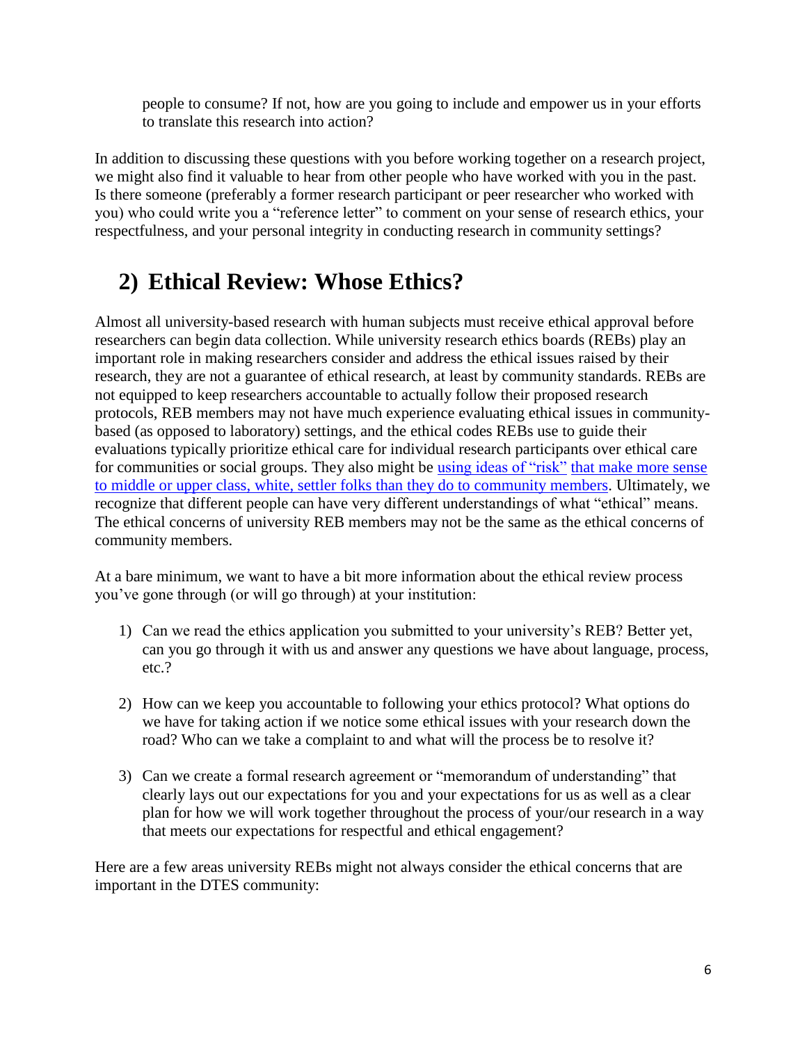people to consume? If not, how are you going to include and empower us in your efforts to translate this research into action?

In addition to discussing these questions with you before working together on a research project, we might also find it valuable to hear from other people who have worked with you in the past. Is there someone (preferably a former research participant or peer researcher who worked with you) who could write you a "reference letter" to comment on your sense of research ethics, your respectfulness, and your personal integrity in conducting research in community settings?

## 2) Ethical Review: Whose Ethics?

Almost all university-based research with human subjects must receive ethical approval before researchers can begin data collection. While university research ethics boards (REBs) play an important role in making researchers consider and address the ethical issues raised by their research, they are not a guarantee of ethical research, at least by community standards. REBs are not equipped to keep researchers accountable to actually follow their proposed research protocols, REB members may not have much experience evaluating ethical issues in community-based (as opposed to laboratory) settings, and the ethical codes REBs use to guide their evaluations typically prioritize ethical care for individual research participants over ethical care for communities or social groups. They also might be using ideas of "risk" that make more sense to middle or upper class, white, settler folks than they do to community members. Ultimately, we recognize that different people can have very different understandings of what "ethical" means. The ethical concerns of university REB members may not be the same as the ethical concerns of community members.

At a bare minimum, we want to have a bit more information about the ethical review process you've gone through (or will go through) at your institution:

1) Can we read the ethics application you submitted to your university's REB? Better yet, can you go through it with us and answer any questions we have about language, process, etc.?

2) How can we keep you accountable to following your ethics protocol? What options do we have for taking action if we notice some ethical issues with your research down the road? Who can we take a complaint to and what will the process be to resolve it?

3) Can we create a formal research agreement or "memorandum of understanding" that clearly lays out our expectations for you and your expectations for us as well as a clear plan for how we will work together throughout the process of your/our research in a way that meets our expectations for respectful and ethical engagement?

Here are a few areas university REBs might not always consider the ethical concerns that are important in the DTES community: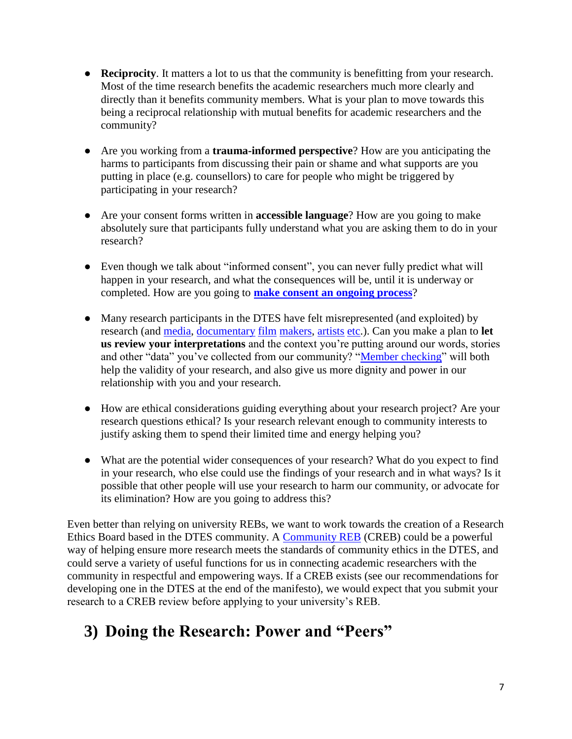- **Reciprocity**. It matters a lot to us that the community is benefitting from your research. Most of the time research benefits the academic researchers much more clearly and directly than it benefits community members. What is your plan to move towards this being a reciprocal relationship with mutual benefits for academic researchers and the community?

- Are you working from a **trauma-informed perspective**? How are you anticipating the harms to participants from discussing their pain or shame and what supports are you putting in place (e.g. counsellors) to care for people who might be triggered by participating in your research?

- Are your consent forms written in **accessible language**? How are you going to make absolutely sure that participants fully understand what you are asking them to do in your research?

- Even though we talk about "informed consent", you can never fully predict what will happen in your research, and what the consequences will be, until it is underway or completed. How are you going to **make consent an ongoing process**?

- Many research participants in the DTES have felt misrepresented (and exploited) by research (and media, documentary film makers, artists etc.). Can you make a plan to **let us review your interpretations** and the context you're putting around our words, stories and other "data" you've collected from our community? "Member checking" will both help the validity of your research, and also give us more dignity and power in our relationship with you and your research.

- How are ethical considerations guiding everything about your research project? Are your research questions ethical? Is your research relevant enough to community interests to justify asking them to spend their limited time and energy helping you?

- What are the potential wider consequences of your research? What do you expect to find in your research, who else could use the findings of your research and in what ways? Is it possible that other people will use your research to harm our community, or advocate for its elimination? How are you going to address this?

Even better than relying on university REBs, we want to work towards the creation of a Research Ethics Board based in the DTES community. A Community REB (CREB) could be a powerful way of helping ensure more research meets the standards of community ethics in the DTES, and could serve a variety of useful functions for us in connecting academic researchers with the community in respectful and empowering ways. If a CREB exists (see our recommendations for developing one in the DTES at the end of the manifesto), we would expect that you submit your research to a CREB review before applying to your university's REB.

## 3) Doing the Research: Power and "Peers"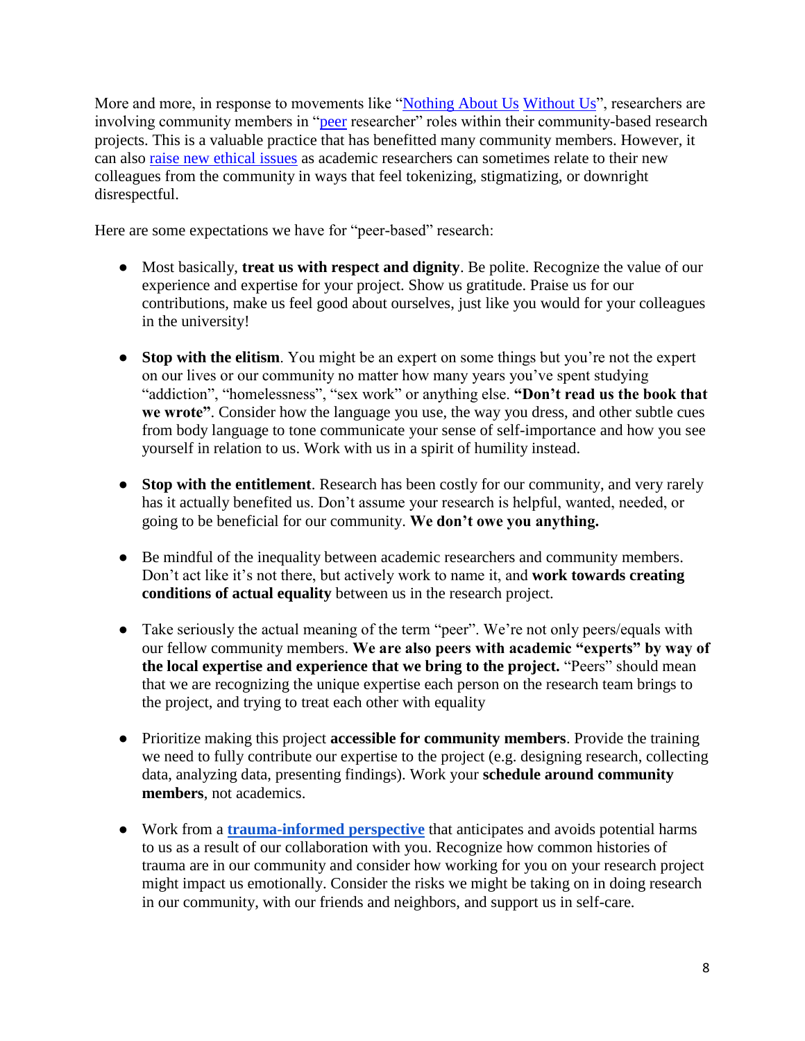More and more, in response to movements like "Nothing About Us Without Us", researchers are involving community members in "peer researcher" roles within their community-based research projects. This is a valuable practice that has benefitted many community members. However, it can also raise new ethical issues as academic researchers can sometimes relate to their new colleagues from the community in ways that feel tokenizing, stigmatizing, or downright disrespectful.

Here are some expectations we have for "peer-based" research:

- Most basically, **treat us with respect and dignity**. Be polite. Recognize the value of our experience and expertise for your project. Show us gratitude. Praise us for our contributions, make us feel good about ourselves, just like you would for your colleagues in the university!

- **Stop with the elitism**. You might be an expert on some things but you're not the expert on our lives or our community no matter how many years you've spent studying "addiction", "homelessness", "sex work" or anything else. **"Don't read us the book that we wrote"**. Consider how the language you use, the way you dress, and other subtle cues from body language to tone communicate your sense of self-importance and how you see yourself in relation to us. Work with us in a spirit of humility instead.

- **Stop with the entitlement**. Research has been costly for our community, and very rarely has it actually benefited us. Don't assume your research is helpful, wanted, needed, or going to be beneficial for our community. **We don't owe you anything.**

- Be mindful of the inequality between academic researchers and community members. Don't act like it's not there, but actively work to name it, and **work towards creating conditions of actual equality** between us in the research project.

- Take seriously the actual meaning of the term "peer". We're not only peers/equals with our fellow community members. **We are also peers with academic "experts" by way of the local expertise and experience that we bring to the project.** "Peers" should mean that we are recognizing the unique expertise each person on the research team brings to the project, and trying to treat each other with equality

- Prioritize making this project **accessible for community members**. Provide the training we need to fully contribute our expertise to the project (e.g. designing research, collecting data, analyzing data, presenting findings). Work your **schedule around community members**, not academics.

- Work from a **trauma-informed perspective** that anticipates and avoids potential harms to us as a result of our collaboration with you. Recognize how common histories of trauma are in our community and consider how working for you on your research project might impact us emotionally. Consider the risks we might be taking on in doing research in our community, with our friends and neighbors, and support us in self-care.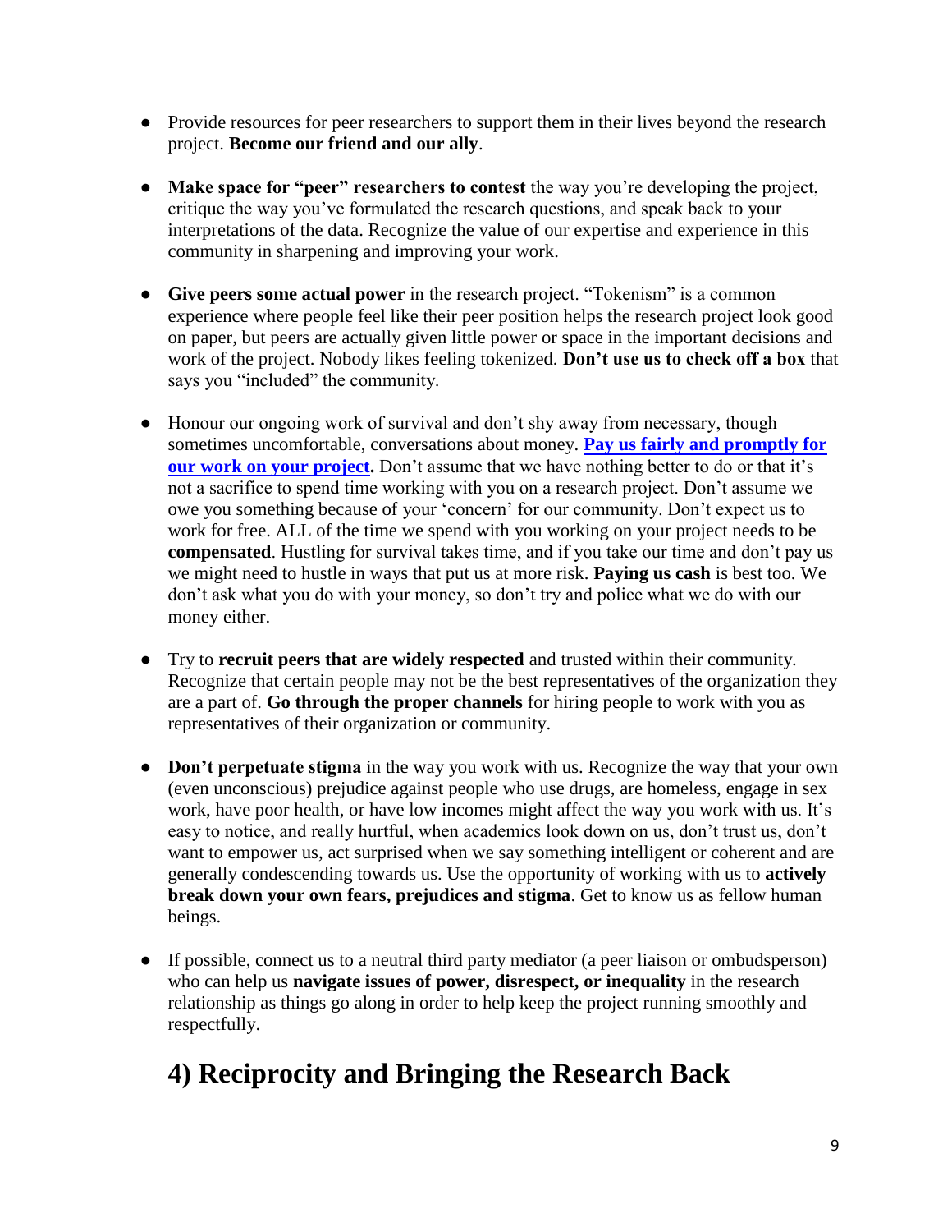- Provide resources for peer researchers to support them in their lives beyond the research project. **Become our friend and our ally**.

- **Make space for "peer" researchers to contest** the way you're developing the project, critique the way you've formulated the research questions, and speak back to your interpretations of the data. Recognize the value of our expertise and experience in this community in sharpening and improving your work.

- **Give peers some actual power** in the research project. "Tokenism" is a common experience where people feel like their peer position helps the research project look good on paper, but peers are actually given little power or space in the important decisions and work of the project. Nobody likes feeling tokenized. **Don't use us to check off a box** that says you "included" the community.

- Honour our ongoing work of survival and don't shy away from necessary, though sometimes uncomfortable, conversations about money. **Pay us fairly and promptly for our work on your project.** Don't assume that we have nothing better to do or that it's not a sacrifice to spend time working with you on a research project. Don't assume we owe you something because of your 'concern' for our community. Don't expect us to work for free. ALL of the time we spend with you working on your project needs to be **compensated**. Hustling for survival takes time, and if you take our time and don't pay us we might need to hustle in ways that put us at more risk. **Paying us cash** is best too. We don't ask what you do with your money, so don't try and police what we do with our money either.

- Try to **recruit peers that are widely respected** and trusted within their community. Recognize that certain people may not be the best representatives of the organization they are a part of. **Go through the proper channels** for hiring people to work with you as representatives of their organization or community.

- **Don't perpetuate stigma** in the way you work with us. Recognize the way that your own (even unconscious) prejudice against people who use drugs, are homeless, engage in sex work, have poor health, or have low incomes might affect the way you work with us. It's easy to notice, and really hurtful, when academics look down on us, don't trust us, don't want to empower us, act surprised when we say something intelligent or coherent and are generally condescending towards us. Use the opportunity of working with us to **actively break down your own fears, prejudices and stigma**. Get to know us as fellow human beings.

- If possible, connect us to a neutral third party mediator (a peer liaison or ombudsperson) who can help us **navigate issues of power, disrespect, or inequality** in the research relationship as things go along in order to help keep the project running smoothly and respectfully.

# 4) Reciprocity and Bringing the Research Back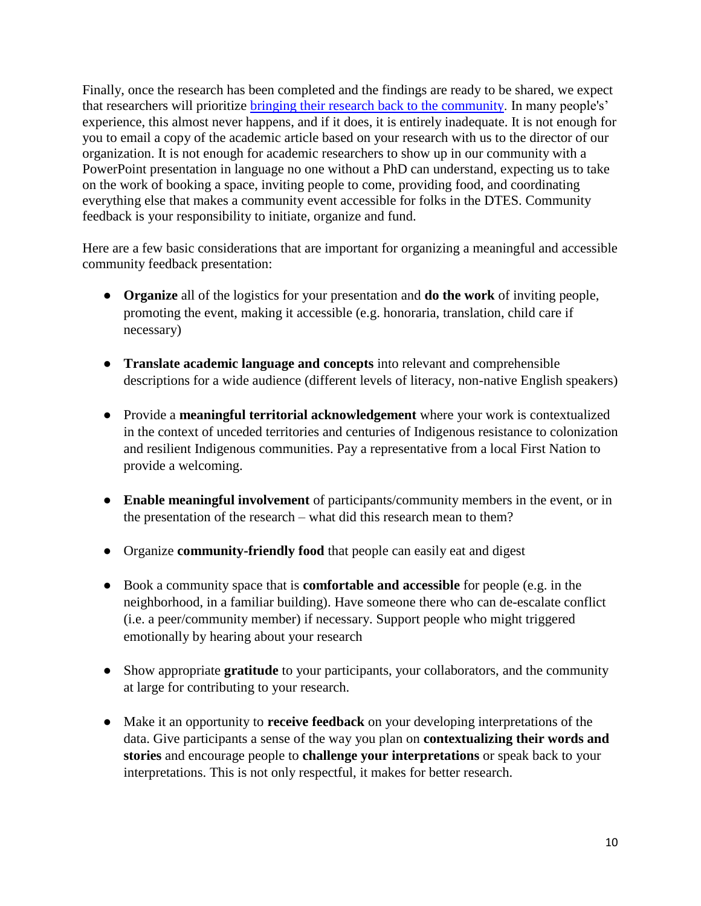Finally, once the research has been completed and the findings are ready to be shared, we expect that researchers will prioritize bringing their research back to the community. In many people's' experience, this almost never happens, and if it does, it is entirely inadequate. It is not enough for you to email a copy of the academic article based on your research with us to the director of our organization. It is not enough for academic researchers to show up in our community with a PowerPoint presentation in language no one without a PhD can understand, expecting us to take on the work of booking a space, inviting people to come, providing food, and coordinating everything else that makes a community event accessible for folks in the DTES. Community feedback is your responsibility to initiate, organize and fund.

Here are a few basic considerations that are important for organizing a meaningful and accessible community feedback presentation:

- **Organize** all of the logistics for your presentation and **do the work** of inviting people, promoting the event, making it accessible (e.g. honoraria, translation, child care if necessary)

- **Translate academic language and concepts** into relevant and comprehensible descriptions for a wide audience (different levels of literacy, non-native English speakers)

- Provide a **meaningful territorial acknowledgement** where your work is contextualized in the context of unceded territories and centuries of Indigenous resistance to colonization and resilient Indigenous communities. Pay a representative from a local First Nation to provide a welcoming.

- **Enable meaningful involvement** of participants/community members in the event, or in the presentation of the research – what did this research mean to them?

- Organize **community-friendly food** that people can easily eat and digest

- Book a community space that is **comfortable and accessible** for people (e.g. in the neighborhood, in a familiar building). Have someone there who can de-escalate conflict (i.e. a peer/community member) if necessary. Support people who might triggered emotionally by hearing about your research

- Show appropriate **gratitude** to your participants, your collaborators, and the community at large for contributing to your research.

- Make it an opportunity to **receive feedback** on your developing interpretations of the data. Give participants a sense of the way you plan on **contextualizing their words and stories** and encourage people to **challenge your interpretations** or speak back to your interpretations. This is not only respectful, it makes for better research.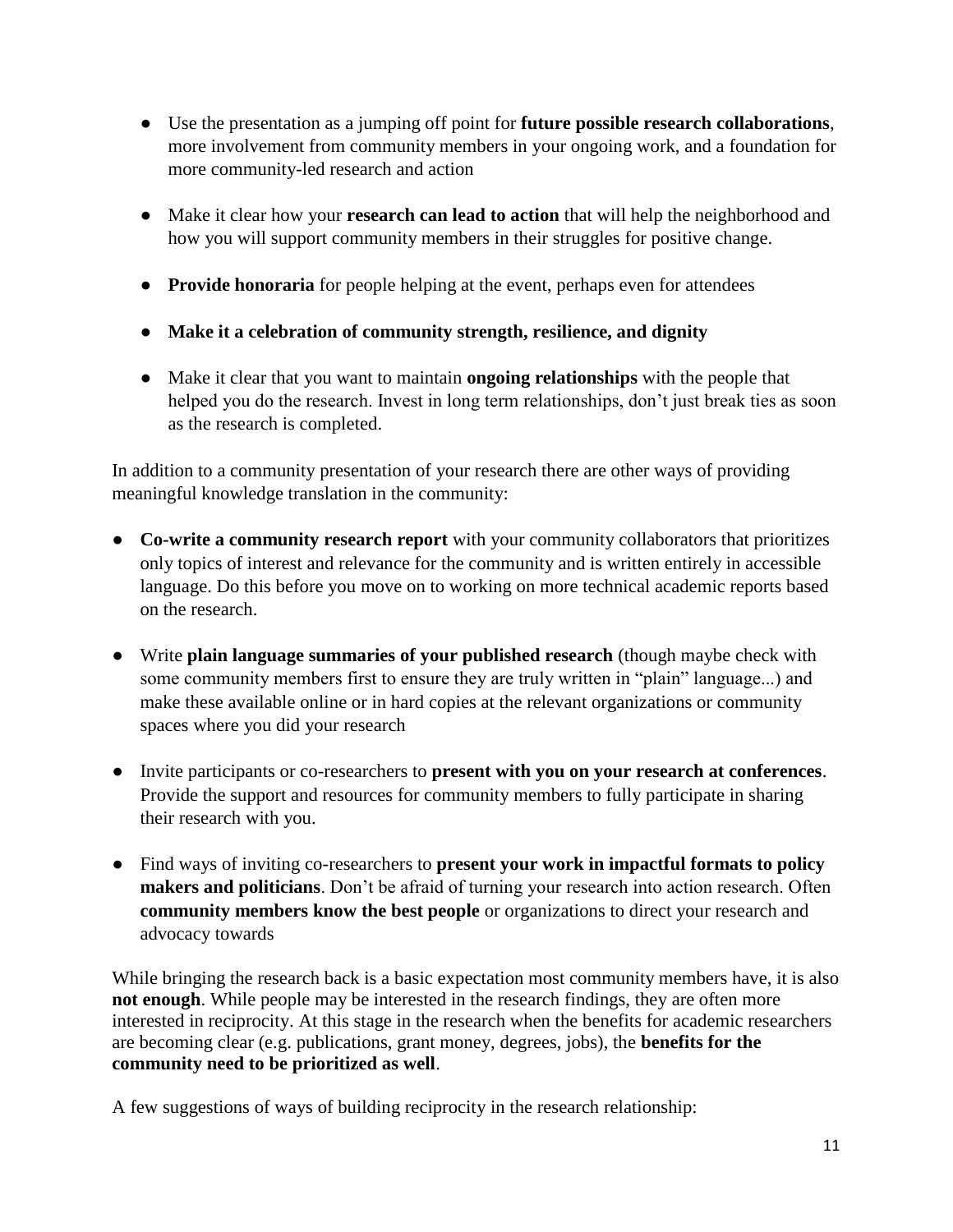- Use the presentation as a jumping off point for **future possible research collaborations**, more involvement from community members in your ongoing work, and a foundation for more community-led research and action

- Make it clear how your **research can lead to action** that will help the neighborhood and how you will support community members in their struggles for positive change.

- **Provide honoraria** for people helping at the event, perhaps even for attendees

- **Make it a celebration of community strength, resilience, and dignity**

- Make it clear that you want to maintain **ongoing relationships** with the people that helped you do the research. Invest in long term relationships, don't just break ties as soon as the research is completed.

In addition to a community presentation of your research there are other ways of providing meaningful knowledge translation in the community:

- **Co-write a community research report** with your community collaborators that prioritizes only topics of interest and relevance for the community and is written entirely in accessible language. Do this before you move on to working on more technical academic reports based on the research.

- Write **plain language summaries of your published research** (though maybe check with some community members first to ensure they are truly written in "plain" language...) and make these available online or in hard copies at the relevant organizations or community spaces where you did your research

- Invite participants or co-researchers to **present with you on your research at conferences**. Provide the support and resources for community members to fully participate in sharing their research with you.

- Find ways of inviting co-researchers to **present your work in impactful formats to policy makers and politicians**. Don't be afraid of turning your research into action research. Often **community members know the best people** or organizations to direct your research and advocacy towards

While bringing the research back is a basic expectation most community members have, it is also **not enough**. While people may be interested in the research findings, they are often more interested in reciprocity. At this stage in the research when the benefits for academic researchers are becoming clear (e.g. publications, grant money, degrees, jobs), the **benefits for the community need to be prioritized as well**.

A few suggestions of ways of building reciprocity in the research relationship: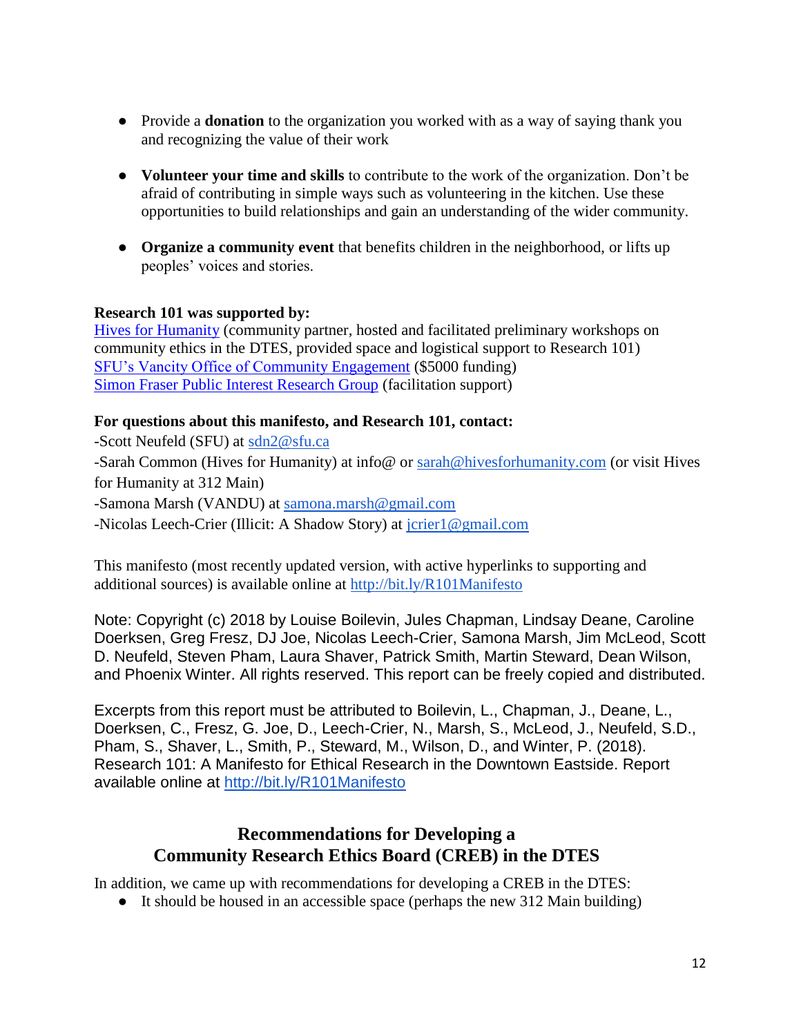- Provide a **donation** to the organization you worked with as a way of saying thank you and recognizing the value of their work

- **Volunteer your time and skills** to contribute to the work of the organization. Don't be afraid of contributing in simple ways such as volunteering in the kitchen. Use these opportunities to build relationships and gain an understanding of the wider community.

- **Organize a community event** that benefits children in the neighborhood, or lifts up peoples' voices and stories.

**Research 101 was supported by:**
[Hives for Humanity](Hives for Humanity) (community partner, hosted and facilitated preliminary workshops on community ethics in the DTES, provided space and logistical support to Research 101)
SFU's Vancity Office of Community Engagement ($5000 funding)
Simon Fraser Public Interest Research Group (facilitation support)

**For questions about this manifesto, and Research 101, contact:**
-Scott Neufeld (SFU) at sdn2@sfu.ca
-Sarah Common (Hives for Humanity) at info@ or sarah@hivesforhumanity.com (or visit Hives for Humanity at 312 Main)
-Samona Marsh (VANDU) at samona.marsh@gmail.com
-Nicolas Leech-Crier (Illicit: A Shadow Story) at jcrier1@gmail.com

This manifesto (most recently updated version, with active hyperlinks to supporting and additional sources) is available online at http://bit.ly/R101Manifesto

Note: Copyright (c) 2018 by Louise Boilevin, Jules Chapman, Lindsay Deane, Caroline Doerksen, Greg Fresz, DJ Joe, Nicolas Leech-Crier, Samona Marsh, Jim McLeod, Scott D. Neufeld, Steven Pham, Laura Shaver, Patrick Smith, Martin Steward, Dean Wilson, and Phoenix Winter. All rights reserved. This report can be freely copied and distributed.

Excerpts from this report must be attributed to Boilevin, L., Chapman, J., Deane, L., Doerksen, C., Fresz, G. Joe, D., Leech-Crier, N., Marsh, S., McLeod, J., Neufeld, S.D., Pham, S., Shaver, L., Smith, P., Steward, M., Wilson, D., and Winter, P. (2018). Research 101: A Manifesto for Ethical Research in the Downtown Eastside. Report available online at http://bit.ly/R101Manifesto

## Recommendations for Developing a Community Research Ethics Board (CREB) in the DTES

In addition, we came up with recommendations for developing a CREB in the DTES:

- It should be housed in an accessible space (perhaps the new 312 Main building)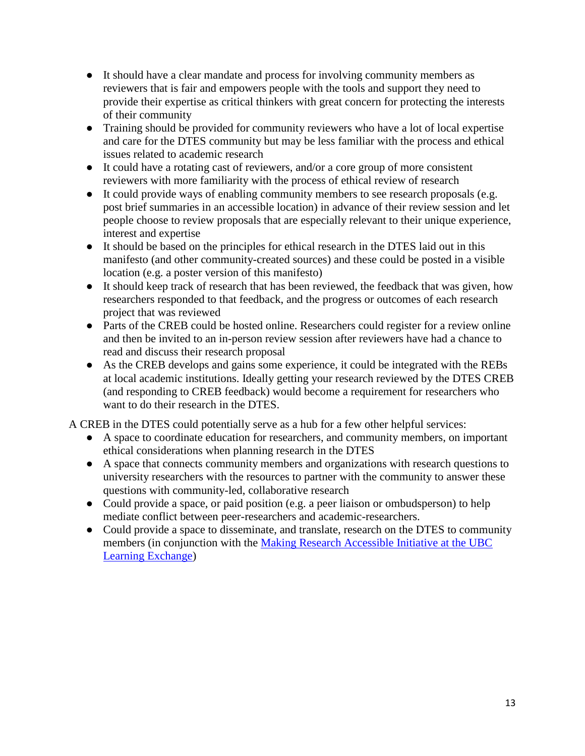- It should have a clear mandate and process for involving community members as reviewers that is fair and empowers people with the tools and support they need to provide their expertise as critical thinkers with great concern for protecting the interests of their community
- Training should be provided for community reviewers who have a lot of local expertise and care for the DTES community but may be less familiar with the process and ethical issues related to academic research
- It could have a rotating cast of reviewers, and/or a core group of more consistent reviewers with more familiarity with the process of ethical review of research
- It could provide ways of enabling community members to see research proposals (e.g. post brief summaries in an accessible location) in advance of their review session and let people choose to review proposals that are especially relevant to their unique experience, interest and expertise
- It should be based on the principles for ethical research in the DTES laid out in this manifesto (and other community-created sources) and these could be posted in a visible location (e.g. a poster version of this manifesto)
- It should keep track of research that has been reviewed, the feedback that was given, how researchers responded to that feedback, and the progress or outcomes of each research project that was reviewed
- Parts of the CREB could be hosted online. Researchers could register for a review online and then be invited to an in-person review session after reviewers have had a chance to read and discuss their research proposal
- As the CREB develops and gains some experience, it could be integrated with the REBs at local academic institutions. Ideally getting your research reviewed by the DTES CREB (and responding to CREB feedback) would become a requirement for researchers who want to do their research in the DTES.

A CREB in the DTES could potentially serve as a hub for a few other helpful services:

- A space to coordinate education for researchers, and community members, on important ethical considerations when planning research in the DTES
- A space that connects community members and organizations with research questions to university researchers with the resources to partner with the community to answer these questions with community-led, collaborative research
- Could provide a space, or paid position (e.g. a peer liaison or ombudsperson) to help mediate conflict between peer-researchers and academic-researchers.
- Could provide a space to disseminate, and translate, research on the DTES to community members (in conjunction with the [Making Research Accessible Initiative at the UBC Learning Exchange])